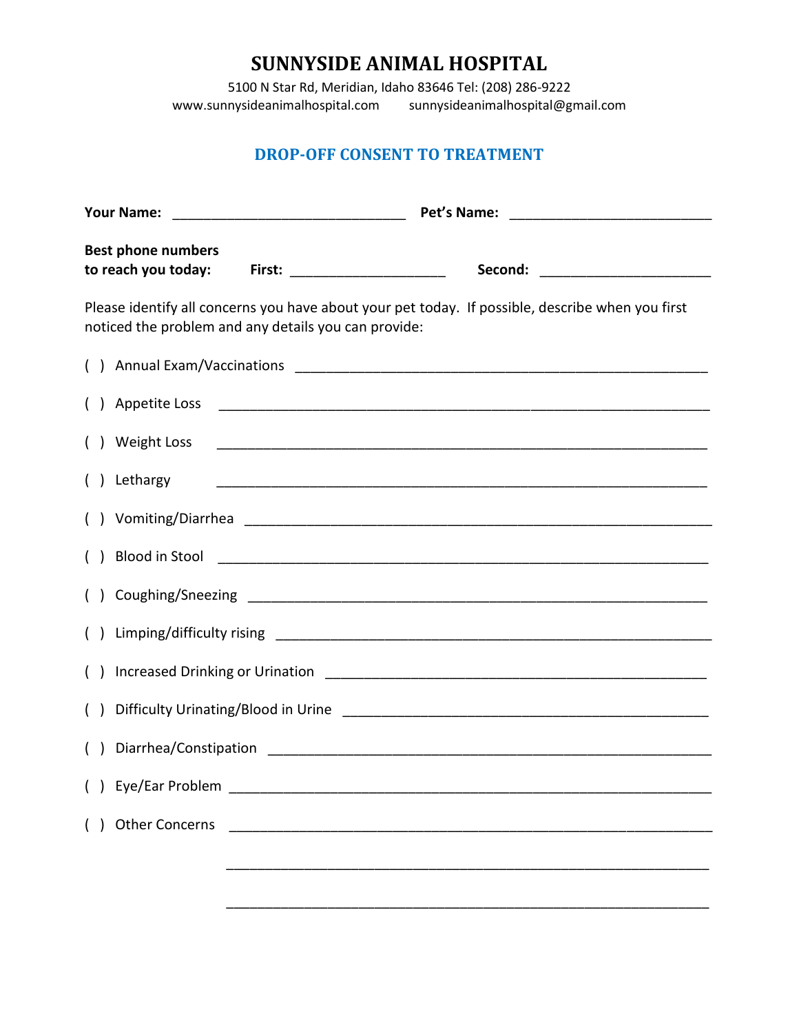# SUNNYSIDE ANIMAL HOSPITAL

5100 N Star Rd, Meridian, Idaho 83646 Tel: (208) 286-9222
www.sunnysideanimalhospital.com sunnysideanimalhospital@gmail.com

## DROP-OFF CONSENT TO TREATMENT

**Your Name:** ______________________________ **Pet's Name:** _________________________

**Best phone numbers to reach you today:** **First:** ____________________ **Second:** ______________________

Please identify all concerns you have about your pet today. If possible, describe when you first noticed the problem and any details you can provide:

( ) Annual Exam/Vaccinations ______________________________________________

( ) Appetite Loss ______________________________________________

( ) Weight Loss ______________________________________________

( ) Lethargy ______________________________________________

( ) Vomiting/Diarrhea ______________________________________________

( ) Blood in Stool ______________________________________________

( ) Coughing/Sneezing ______________________________________________

( ) Limping/difficulty rising ______________________________________________

( ) Increased Drinking or Urination ______________________________________________

( ) Difficulty Urinating/Blood in Urine ______________________________________________

( ) Diarrhea/Constipation ______________________________________________

( ) Eye/Ear Problem ______________________________________________

( ) Other Concerns ______________________________________________

______________________________________________

______________________________________________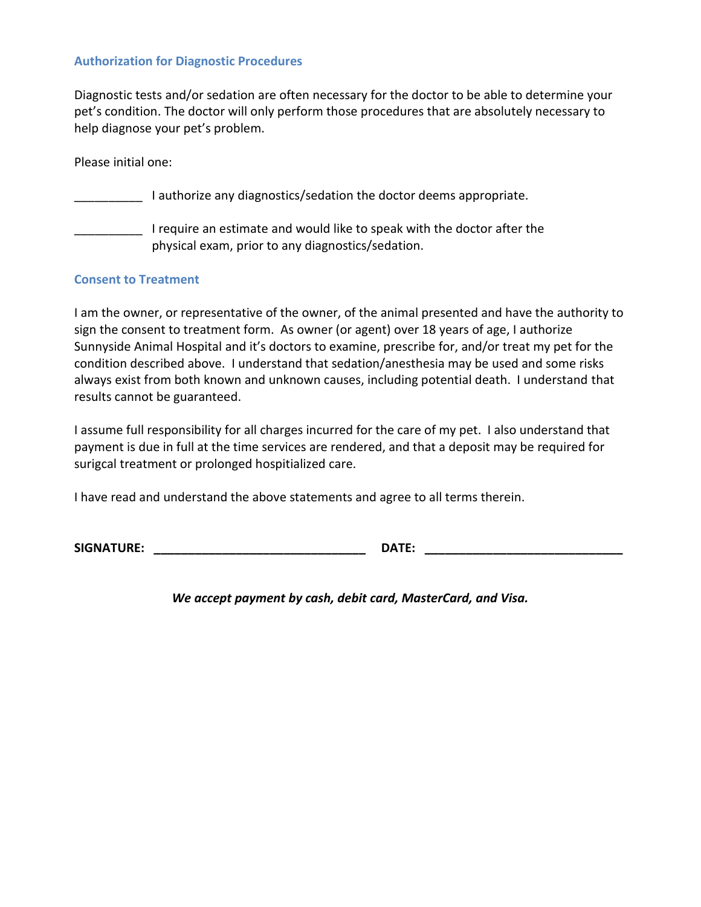## Authorization for Diagnostic Procedures

Diagnostic tests and/or sedation are often necessary for the doctor to be able to determine your pet's condition. The doctor will only perform those procedures that are absolutely necessary to help diagnose your pet's problem.

Please initial one:

__________ I authorize any diagnostics/sedation the doctor deems appropriate.

__________ I require an estimate and would like to speak with the doctor after the physical exam, prior to any diagnostics/sedation.

## Consent to Treatment

I am the owner, or representative of the owner, of the animal presented and have the authority to sign the consent to treatment form. As owner (or agent) over 18 years of age, I authorize Sunnyside Animal Hospital and it's doctors to examine, prescribe for, and/or treat my pet for the condition described above. I understand that sedation/anesthesia may be used and some risks always exist from both known and unknown causes, including potential death. I understand that results cannot be guaranteed.

I assume full responsibility for all charges incurred for the care of my pet. I also understand that payment is due in full at the time services are rendered, and that a deposit may be required for surigcal treatment or prolonged hospitialized care.

I have read and understand the above statements and agree to all terms therein.

**SIGNATURE:** _______________________________ **DATE:** _____________________________

***We accept payment by cash, debit card, MasterCard, and Visa.***